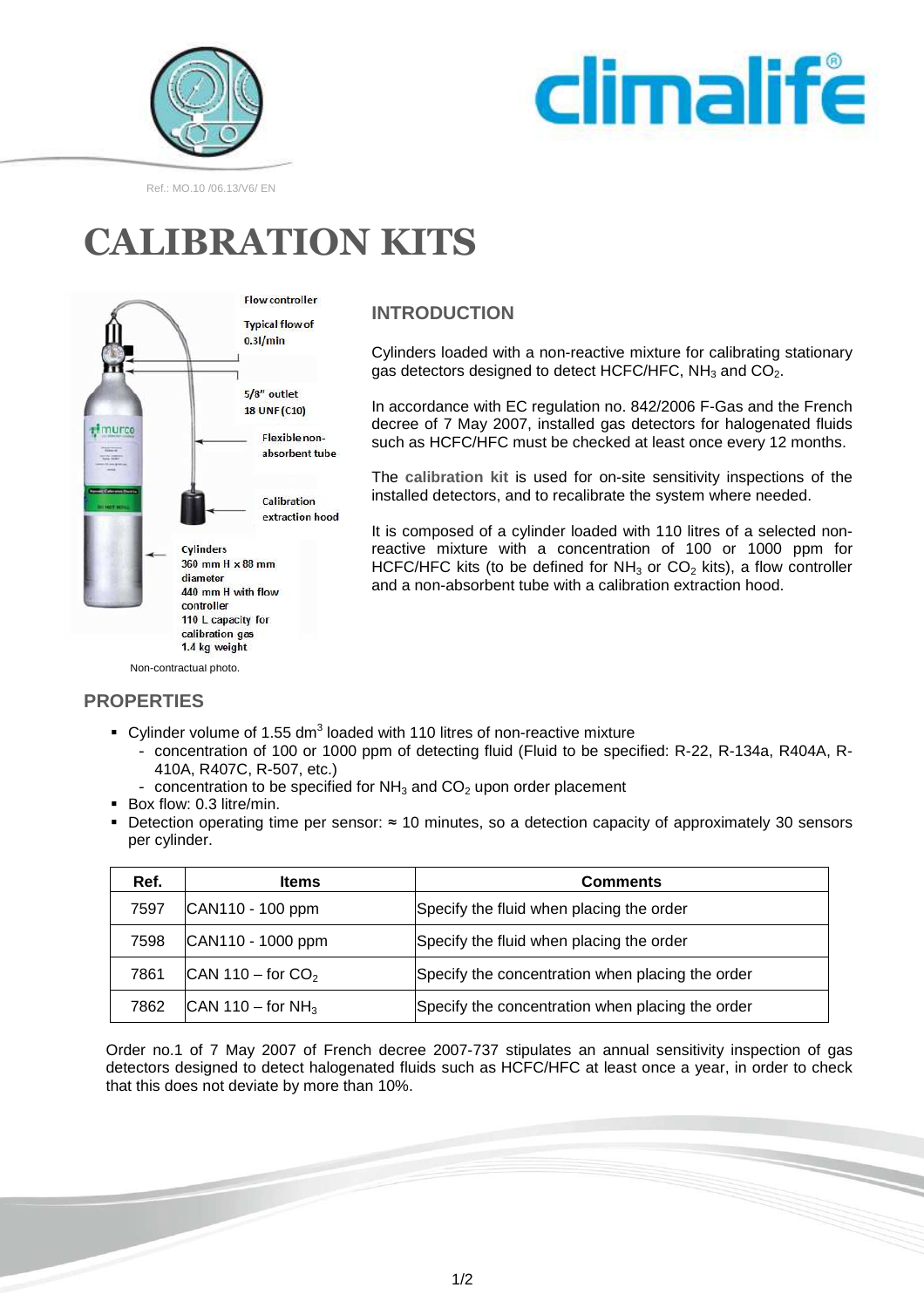Ref.: MO.10 /06.13/V6/ EN

# CALIBRATION KITS

Flow controller

Typical flow of 0.3l/min

5/8" outlet 18 UNF (C10)

Flexible non-absorbent tube

Calibration extraction hood

Cylinders
360 mm H x 88 mm diameter
440 mm H with flow controller
110 L capacity for calibration gas
1.4 kg weight

Non-contractual photo.

## INTRODUCTION

Cylinders loaded with a non-reactive mixture for calibrating stationary gas detectors designed to detect HCFC/HFC, $NH_3$ and $CO_2$.

In accordance with EC regulation no. 842/2006 F-Gas and the French decree of 7 May 2007, installed gas detectors for halogenated fluids such as HCFC/HFC must be checked at least once every 12 months.

The **calibration kit** is used for on-site sensitivity inspections of the installed detectors, and to recalibrate the system where needed.

It is composed of a cylinder loaded with 110 litres of a selected non-reactive mixture with a concentration of 100 or 1000 ppm for HCFC/HFC kits (to be defined for $NH_3$ or $CO_2$ kits), a flow controller and a non-absorbent tube with a calibration extraction hood.

## PROPERTIES

- Cylinder volume of 1.55 $dm^3$ loaded with 110 litres of non-reactive mixture
  - concentration of 100 or 1000 ppm of detecting fluid (Fluid to be specified: R-22, R-134a, R404A, R-410A, R407C, R-507, etc.)
  - concentration to be specified for $NH_3$ and $CO_2$ upon order placement
- Box flow: 0.3 litre/min.
- Detection operating time per sensor: ≈ 10 minutes, so a detection capacity of approximately 30 sensors per cylinder.

| Ref. | Items | Comments |
|---|---|---|
| 7597 | CAN110 - 100 ppm | Specify the fluid when placing the order |
| 7598 | CAN110 - 1000 ppm | Specify the fluid when placing the order |
| 7861 | CAN 110 – for $CO_2$ | Specify the concentration when placing the order |
| 7862 | CAN 110 – for $NH_3$ | Specify the concentration when placing the order |

Order no.1 of 7 May 2007 of French decree 2007-737 stipulates an annual sensitivity inspection of gas detectors designed to detect halogenated fluids such as HCFC/HFC at least once a year, in order to check that this does not deviate by more than 10%.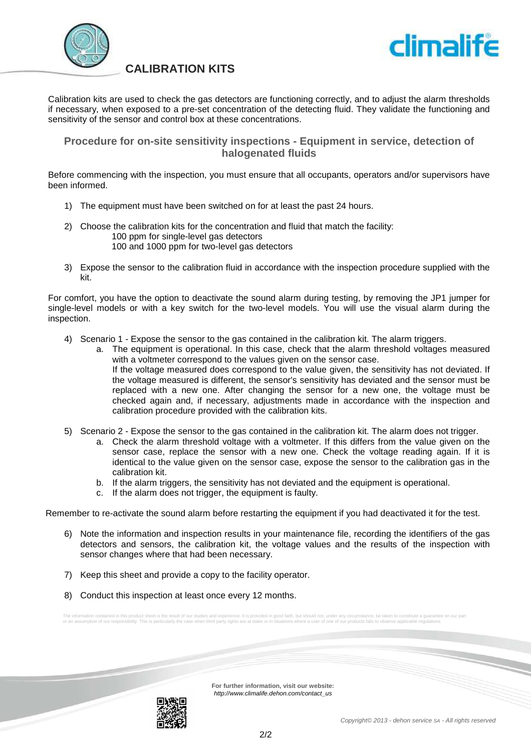# CALIBRATION KITS

Calibration kits are used to check the gas detectors are functioning correctly, and to adjust the alarm thresholds if necessary, when exposed to a pre-set concentration of the detecting fluid. They validate the functioning and sensitivity of the sensor and control box at these concentrations.

## Procedure for on-site sensitivity inspections - Equipment in service, detection of halogenated fluids

Before commencing with the inspection, you must ensure that all occupants, operators and/or supervisors have been informed.

1) The equipment must have been switched on for at least the past 24 hours.

2) Choose the calibration kits for the concentration and fluid that match the facility:
   100 ppm for single-level gas detectors
   100 and 1000 ppm for two-level gas detectors

3) Expose the sensor to the calibration fluid in accordance with the inspection procedure supplied with the kit.

For comfort, you have the option to deactivate the sound alarm during testing, by removing the JP1 jumper for single-level models or with a key switch for the two-level models. You will use the visual alarm during the inspection.

4) Scenario 1 - Expose the sensor to the gas contained in the calibration kit. The alarm triggers.
   a. The equipment is operational. In this case, check that the alarm threshold voltages measured with a voltmeter correspond to the values given on the sensor case.
      If the voltage measured does correspond to the value given, the sensitivity has not deviated. If the voltage measured is different, the sensor's sensitivity has deviated and the sensor must be replaced with a new one. After changing the sensor for a new one, the voltage must be checked again and, if necessary, adjustments made in accordance with the inspection and calibration procedure provided with the calibration kits.

5) Scenario 2 - Expose the sensor to the gas contained in the calibration kit. The alarm does not trigger.
   a. Check the alarm threshold voltage with a voltmeter. If this differs from the value given on the sensor case, replace the sensor with a new one. Check the voltage reading again. If it is identical to the value given on the sensor case, expose the sensor to the calibration gas in the calibration kit.
   b. If the alarm triggers, the sensitivity has not deviated and the equipment is operational.
   c. If the alarm does not trigger, the equipment is faulty.

Remember to re-activate the sound alarm before restarting the equipment if you had deactivated it for the test.

6) Note the information and inspection results in your maintenance file, recording the identifiers of the gas detectors and sensors, the calibration kit, the voltage values and the results of the inspection with sensor changes where that had been necessary.

7) Keep this sheet and provide a copy to the facility operator.

8) Conduct this inspection at least once every 12 months.

The information contained in this product sheet is the result of our studies and experience. It is provided in good faith, but should not, under any circumstance, be taken to constitute a guarantee on our part or an assumption of our responsibility. This is particularly the case when third party rights are at stake or in situations where a user of one of our products fails to observe applicable regulations.

**For further information, visit our website:**
*http://www.climalife.dehon.com/contact_us*

*Copyright© 2013 - dehon service SA - All rights reserved*